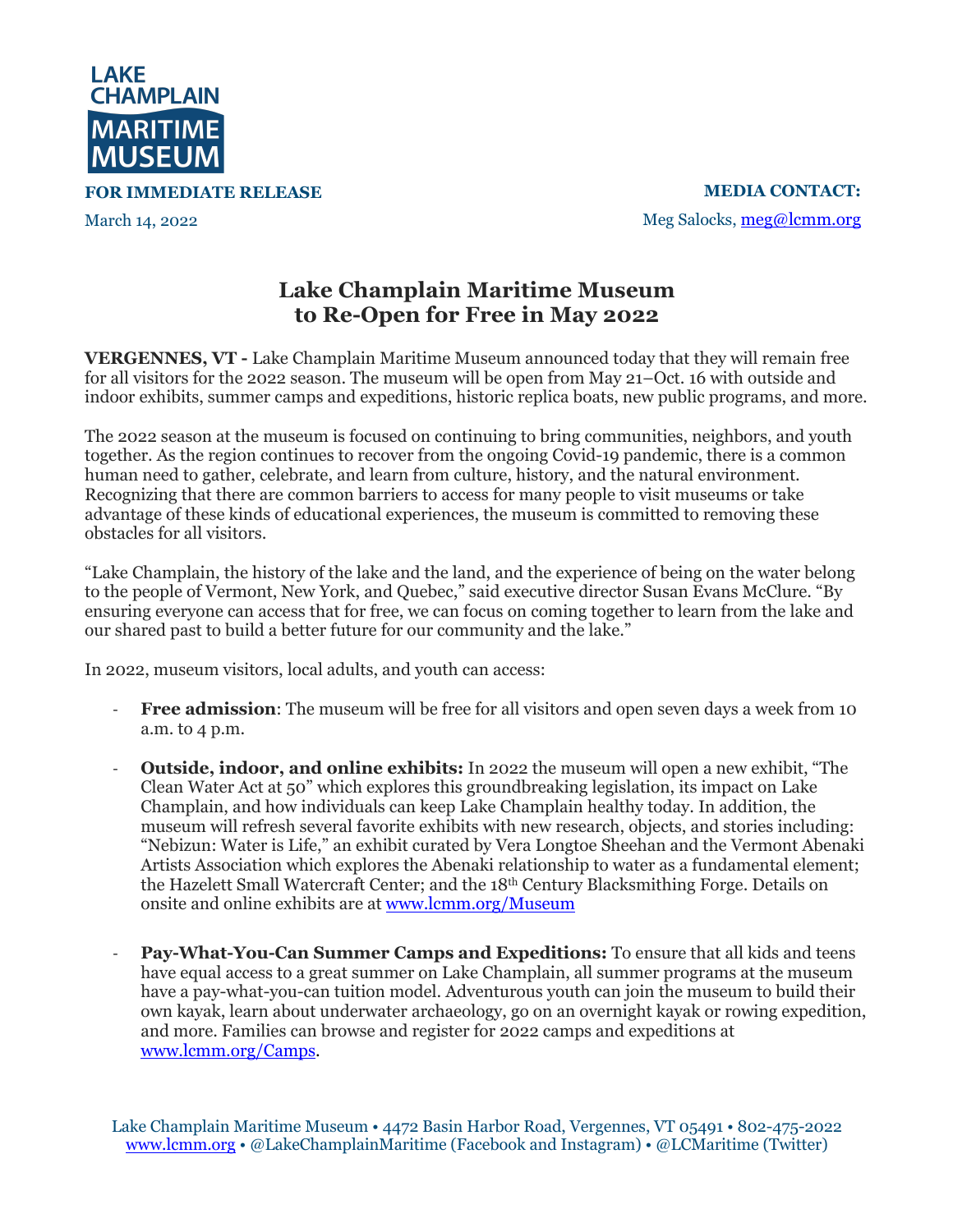LAKE CHAMPLAIN MARITIME MUSEUM

**FOR IMMEDIATE RELEASE**

March 14, 2022

**MEDIA CONTACT:**

Meg Salocks, meg@lcmm.org

# Lake Champlain Maritime Museum to Re-Open for Free in May 2022

**VERGENNES, VT -** Lake Champlain Maritime Museum announced today that they will remain free for all visitors for the 2022 season. The museum will be open from May 21–Oct. 16 with outside and indoor exhibits, summer camps and expeditions, historic replica boats, new public programs, and more.

The 2022 season at the museum is focused on continuing to bring communities, neighbors, and youth together. As the region continues to recover from the ongoing Covid-19 pandemic, there is a common human need to gather, celebrate, and learn from culture, history, and the natural environment. Recognizing that there are common barriers to access for many people to visit museums or take advantage of these kinds of educational experiences, the museum is committed to removing these obstacles for all visitors.

"Lake Champlain, the history of the lake and the land, and the experience of being on the water belong to the people of Vermont, New York, and Quebec," said executive director Susan Evans McClure. "By ensuring everyone can access that for free, we can focus on coming together to learn from the lake and our shared past to build a better future for our community and the lake."

In 2022, museum visitors, local adults, and youth can access:

- **Free admission**: The museum will be free for all visitors and open seven days a week from 10 a.m. to 4 p.m.
- **Outside, indoor, and online exhibits:** In 2022 the museum will open a new exhibit, "The Clean Water Act at 50" which explores this groundbreaking legislation, its impact on Lake Champlain, and how individuals can keep Lake Champlain healthy today. In addition, the museum will refresh several favorite exhibits with new research, objects, and stories including: "Nebizun: Water is Life," an exhibit curated by Vera Longtoe Sheehan and the Vermont Abenaki Artists Association which explores the Abenaki relationship to water as a fundamental element; the Hazelett Small Watercraft Center; and the 18th Century Blacksmithing Forge. Details on onsite and online exhibits are at www.lcmm.org/Museum
- **Pay-What-You-Can Summer Camps and Expeditions:** To ensure that all kids and teens have equal access to a great summer on Lake Champlain, all summer programs at the museum have a pay-what-you-can tuition model. Adventurous youth can join the museum to build their own kayak, learn about underwater archaeology, go on an overnight kayak or rowing expedition, and more. Families can browse and register for 2022 camps and expeditions at www.lcmm.org/Camps.

Lake Champlain Maritime Museum • 4472 Basin Harbor Road, Vergennes, VT 05491 • 802-475-2022
www.lcmm.org • @LakeChamplainMaritime (Facebook and Instagram) • @LCMaritime (Twitter)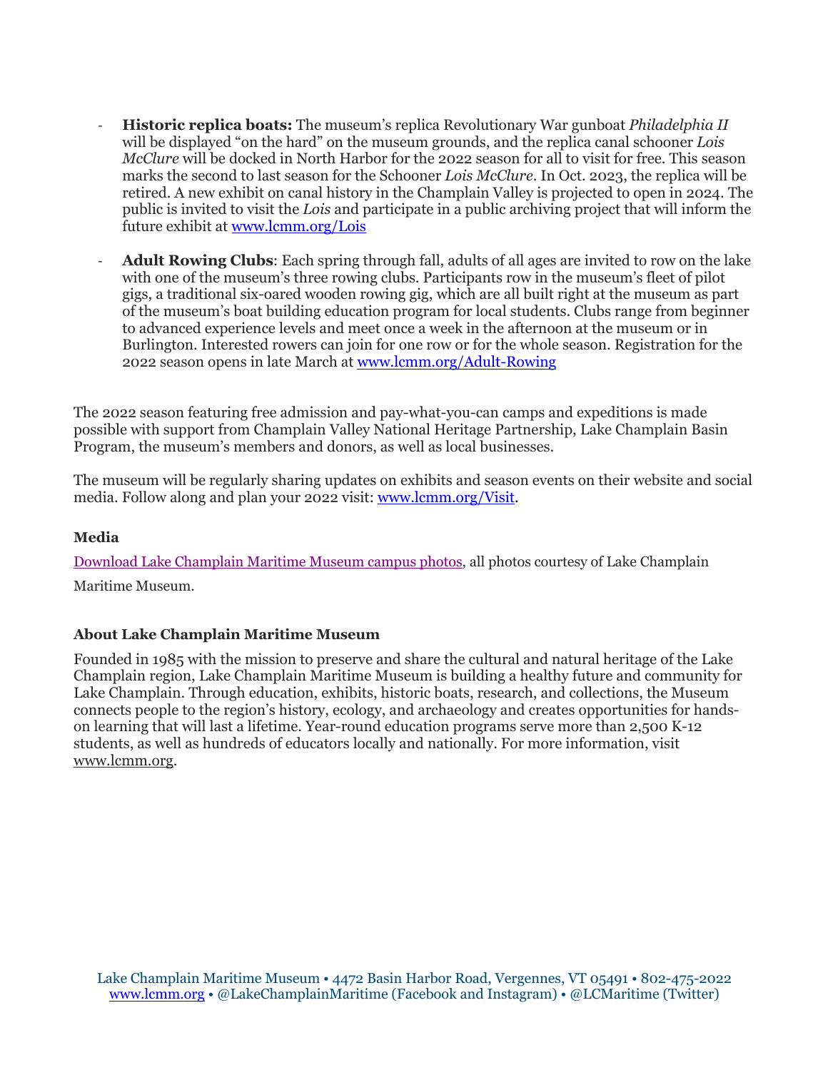- **Historic replica boats:** The museum's replica Revolutionary War gunboat *Philadelphia II* will be displayed "on the hard" on the museum grounds, and the replica canal schooner *Lois McClure* will be docked in North Harbor for the 2022 season for all to visit for free. This season marks the second to last season for the Schooner *Lois McClure*. In Oct. 2023, the replica will be retired. A new exhibit on canal history in the Champlain Valley is projected to open in 2024. The public is invited to visit the *Lois* and participate in a public archiving project that will inform the future exhibit at www.lcmm.org/Lois

- **Adult Rowing Clubs**: Each spring through fall, adults of all ages are invited to row on the lake with one of the museum's three rowing clubs. Participants row in the museum's fleet of pilot gigs, a traditional six-oared wooden rowing gig, which are all built right at the museum as part of the museum's boat building education program for local students. Clubs range from beginner to advanced experience levels and meet once a week in the afternoon at the museum or in Burlington. Interested rowers can join for one row or for the whole season. Registration for the 2022 season opens in late March at www.lcmm.org/Adult-Rowing

The 2022 season featuring free admission and pay-what-you-can camps and expeditions is made possible with support from Champlain Valley National Heritage Partnership, Lake Champlain Basin Program, the museum's members and donors, as well as local businesses.

The museum will be regularly sharing updates on exhibits and season events on their website and social media. Follow along and plan your 2022 visit: www.lcmm.org/Visit.

**Media**

Download Lake Champlain Maritime Museum campus photos, all photos courtesy of Lake Champlain Maritime Museum.

**About Lake Champlain Maritime Museum**

Founded in 1985 with the mission to preserve and share the cultural and natural heritage of the Lake Champlain region, Lake Champlain Maritime Museum is building a healthy future and community for Lake Champlain. Through education, exhibits, historic boats, research, and collections, the Museum connects people to the region's history, ecology, and archaeology and creates opportunities for hands-on learning that will last a lifetime. Year-round education programs serve more than 2,500 K-12 students, as well as hundreds of educators locally and nationally. For more information, visit www.lcmm.org.

Lake Champlain Maritime Museum • 4472 Basin Harbor Road, Vergennes, VT 05491 • 802-475-2022
www.lcmm.org • @LakeChamplainMaritime (Facebook and Instagram) • @LCMaritime (Twitter)